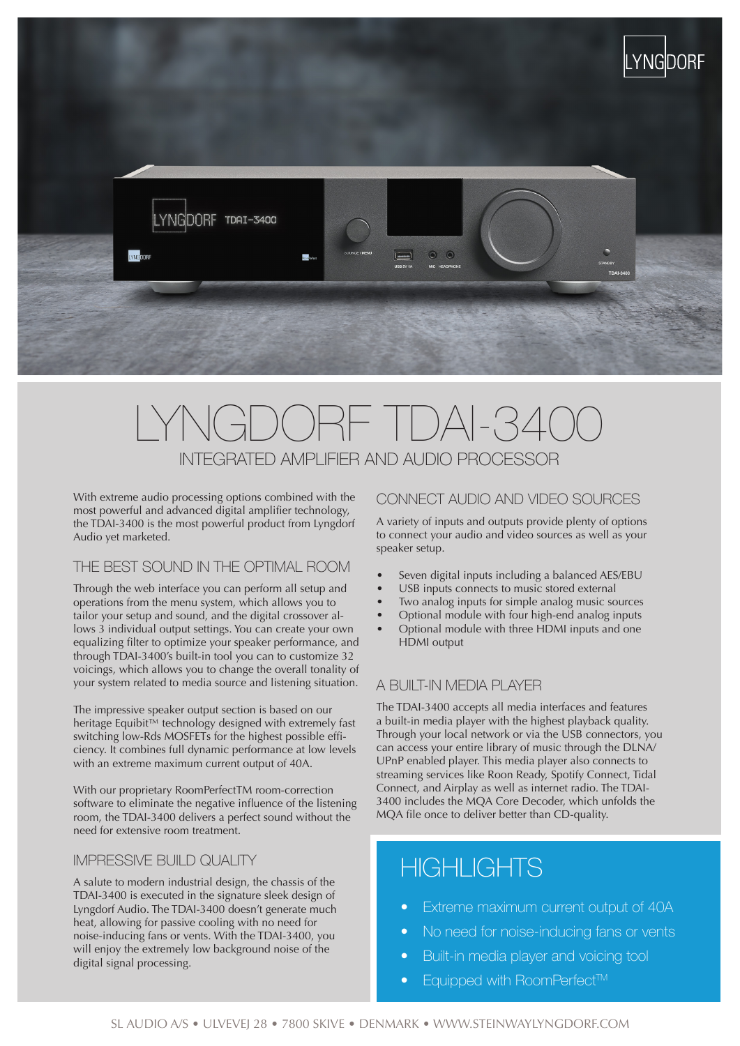# LYNGDORF TDAI-3400

## INTEGRATED AMPLIFIER AND AUDIO PROCESSOR

With extreme audio processing options combined with the most powerful and advanced digital amplifier technology, the TDAI-3400 is the most powerful product from Lyngdorf Audio yet marketed.

### THE BEST SOUND IN THE OPTIMAL ROOM

Through the web interface you can perform all setup and operations from the menu system, which allows you to tailor your setup and sound, and the digital crossover allows 3 individual output settings. You can create your own equalizing filter to optimize your speaker performance, and through TDAI-3400's built-in tool you can to customize 32 voicings, which allows you to change the overall tonality of your system related to media source and listening situation.

The impressive speaker output section is based on our heritage Equibit™ technology designed with extremely fast switching low-Rds MOSFETs for the highest possible efficiency. It combines full dynamic performance at low levels with an extreme maximum current output of 40A.

With our proprietary RoomPerfectTM room-correction software to eliminate the negative influence of the listening room, the TDAI-3400 delivers a perfect sound without the need for extensive room treatment.

### IMPRESSIVE BUILD QUALITY

A salute to modern industrial design, the chassis of the TDAI-3400 is executed in the signature sleek design of Lyngdorf Audio. The TDAI-3400 doesn't generate much heat, allowing for passive cooling with no need for noise-inducing fans or vents. With the TDAI-3400, you will enjoy the extremely low background noise of the digital signal processing.

### CONNECT AUDIO AND VIDEO SOURCES

A variety of inputs and outputs provide plenty of options to connect your audio and video sources as well as your speaker setup.

- Seven digital inputs including a balanced AES/EBU
- USB inputs connects to music stored external
- Two analog inputs for simple analog music sources
- Optional module with four high-end analog inputs
- Optional module with three HDMI inputs and one HDMI output

### A BUILT-IN MEDIA PLAYER

The TDAI-3400 accepts all media interfaces and features a built-in media player with the highest playback quality. Through your local network or via the USB connectors, you can access your entire library of music through the DLNA/UPnP enabled player. This media player also connects to streaming services like Roon Ready, Spotify Connect, Tidal Connect, and Airplay as well as internet radio. The TDAI-3400 includes the MQA Core Decoder, which unfolds the MQA file once to deliver better than CD-quality.

## HIGHLIGHTS

- Extreme maximum current output of 40A
- No need for noise-inducing fans or vents
- Built-in media player and voicing tool
- Equipped with RoomPerfect™

SL AUDIO A/S • ULVEVEJ 28 • 7800 SKIVE • DENMARK • WWW.STEINWAYLYNGDORF.COM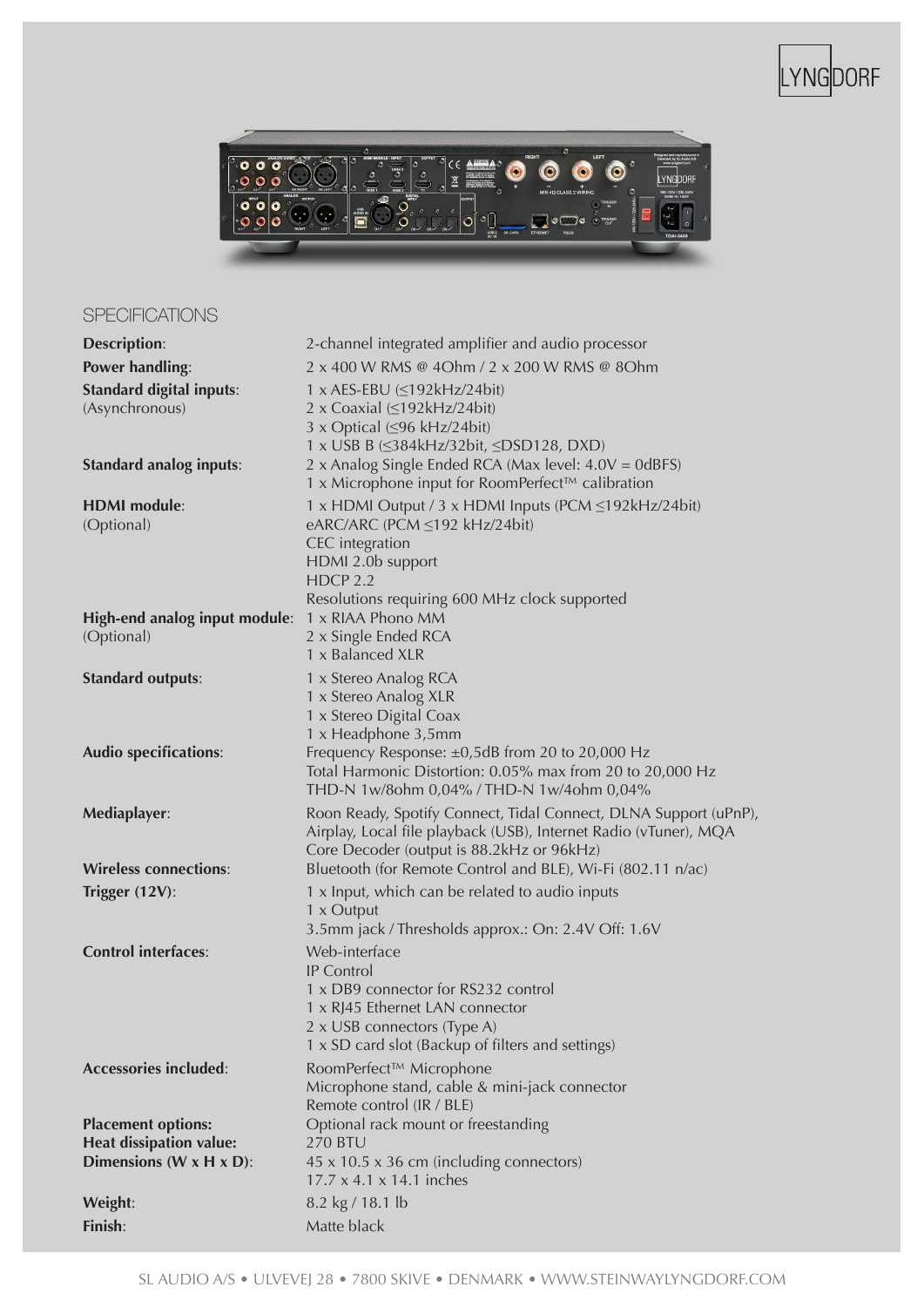## SPECIFICATIONS

| | |
|---|---|
| **Description**: | 2-channel integrated amplifier and audio processor |
| **Power handling**: | 2 x 400 W RMS @ 4Ohm / 2 x 200 W RMS @ 8Ohm |
| **Standard digital inputs**: (Asynchronous) | 1 x AES-EBU (≤192kHz/24bit)<br>2 x Coaxial (≤192kHz/24bit)<br>3 x Optical (≤96 kHz/24bit)<br>1 x USB B (≤384kHz/32bit, ≤DSD128, DXD) |
| **Standard analog inputs**: | 2 x Analog Single Ended RCA (Max level: 4.0V = 0dBFS)<br>1 x Microphone input for RoomPerfect™ calibration |
| **HDMI module**: (Optional) | 1 x HDMI Output / 3 x HDMI Inputs (PCM ≤192kHz/24bit)<br>eARC/ARC (PCM ≤192 kHz/24bit)<br>CEC integration<br>HDMI 2.0b support<br>HDCP 2.2<br>Resolutions requiring 600 MHz clock supported |
| **High-end analog input module**: (Optional) | 1 x RIAA Phono MM<br>2 x Single Ended RCA<br>1 x Balanced XLR |
| **Standard outputs**: | 1 x Stereo Analog RCA<br>1 x Stereo Analog XLR<br>1 x Stereo Digital Coax<br>1 x Headphone 3,5mm |
| **Audio specifications**: | Frequency Response: ±0,5dB from 20 to 20,000 Hz<br>Total Harmonic Distortion: 0.05% max from 20 to 20,000 Hz<br>THD-N 1w/8ohm 0,04% / THD-N 1w/4ohm 0,04% |
| **Mediaplayer**: | Roon Ready, Spotify Connect, Tidal Connect, DLNA Support (uPnP), Airplay, Local file playback (USB), Internet Radio (vTuner), MQA Core Decoder (output is 88.2kHz or 96kHz) |
| **Wireless connections**: | Bluetooth (for Remote Control and BLE), Wi-Fi (802.11 n/ac) |
| **Trigger (12V)**: | 1 x Input, which can be related to audio inputs<br>1 x Output<br>3.5mm jack / Thresholds approx.: On: 2.4V Off: 1.6V |
| **Control interfaces**: | Web-interface<br>IP Control<br>1 x DB9 connector for RS232 control<br>1 x RJ45 Ethernet LAN connector<br>2 x USB connectors (Type A)<br>1 x SD card slot (Backup of filters and settings) |
| **Accessories included**: | RoomPerfect™ Microphone<br>Microphone stand, cable & mini-jack connector<br>Remote control (IR / BLE) |
| **Placement options:** | Optional rack mount or freestanding |
| **Heat dissipation value:** | 270 BTU |
| **Dimensions (W x H x D)**: | 45 x 10.5 x 36 cm (including connectors)<br>17.7 x 4.1 x 14.1 inches |
| **Weight**: | 8.2 kg / 18.1 lb |
| **Finish**: | Matte black |

SL AUDIO A/S • ULVEVEJ 28 • 7800 SKIVE • DENMARK • WWW.STEINWAYLYNGDORF.COM